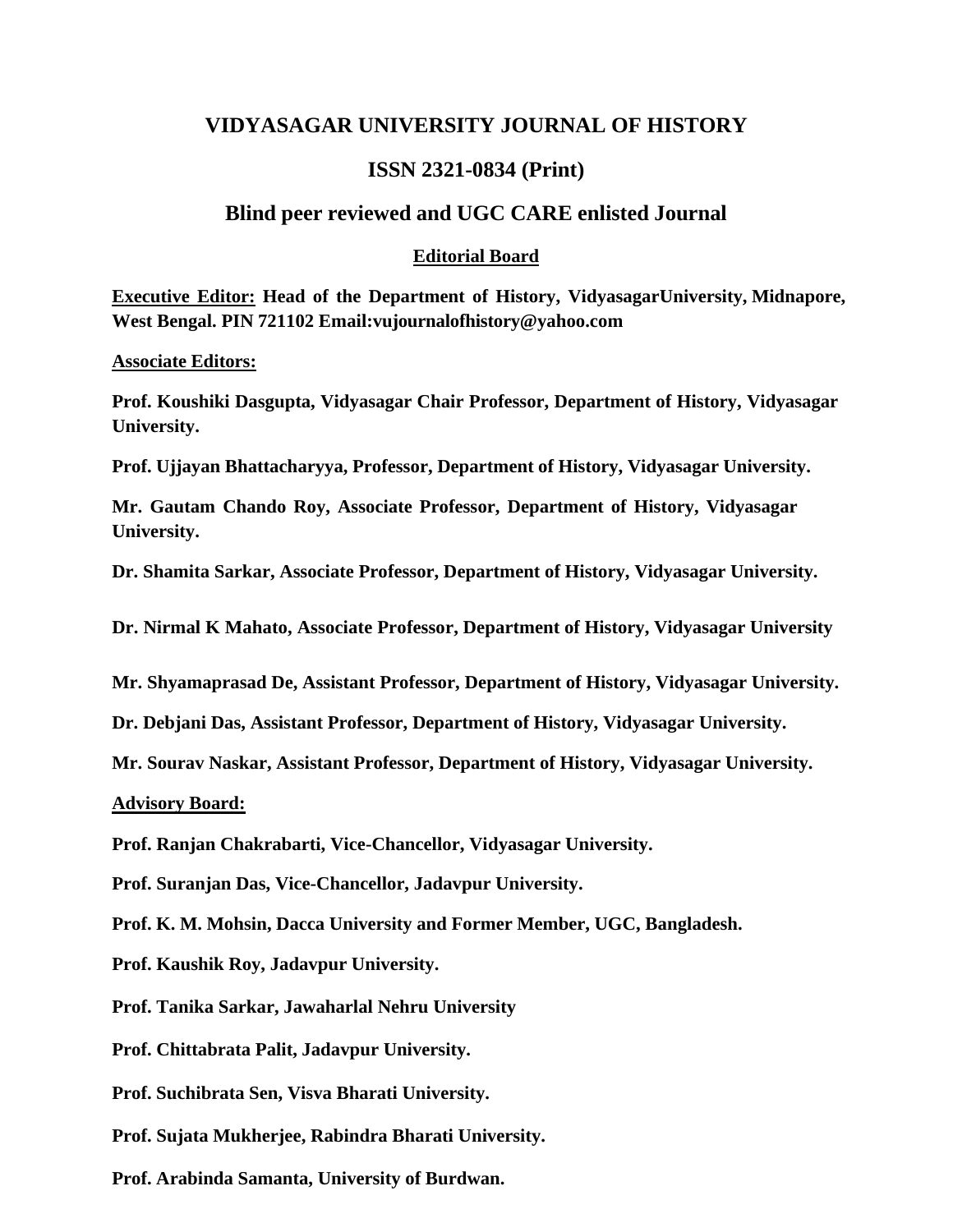# VIDYASAGAR UNIVERSITY JOURNAL OF HISTORY

## ISSN 2321-0834 (Print)

## Blind peer reviewed and UGC CARE enlisted Journal

### Editorial Board

**Executive Editor: Head of the Department of History, VidyasagarUniversity, Midnapore, West Bengal. PIN 721102 Email:vujournalofhistory@yahoo.com**

**Associate Editors:**

**Prof. Koushiki Dasgupta, Vidyasagar Chair Professor, Department of History, Vidyasagar University.**

**Prof. Ujjayan Bhattacharyya, Professor, Department of History, Vidyasagar University.**

**Mr. Gautam Chando Roy, Associate Professor, Department of History, Vidyasagar University.**

**Dr. Shamita Sarkar, Associate Professor, Department of History, Vidyasagar University.**

**Dr. Nirmal K Mahato, Associate Professor, Department of History, Vidyasagar University**

**Mr. Shyamaprasad De, Assistant Professor, Department of History, Vidyasagar University.**

**Dr. Debjani Das, Assistant Professor, Department of History, Vidyasagar University.**

**Mr. Sourav Naskar, Assistant Professor, Department of History, Vidyasagar University.**

**Advisory Board:**

**Prof. Ranjan Chakrabarti, Vice-Chancellor, Vidyasagar University.**

**Prof. Suranjan Das, Vice-Chancellor, Jadavpur University.**

**Prof. K. M. Mohsin, Dacca University and Former Member, UGC, Bangladesh.**

**Prof. Kaushik Roy, Jadavpur University.**

**Prof. Tanika Sarkar, Jawaharlal Nehru University**

**Prof. Chittabrata Palit, Jadavpur University.**

**Prof. Suchibrata Sen, Visva Bharati University.**

**Prof. Sujata Mukherjee, Rabindra Bharati University.**

**Prof. Arabinda Samanta, University of Burdwan.**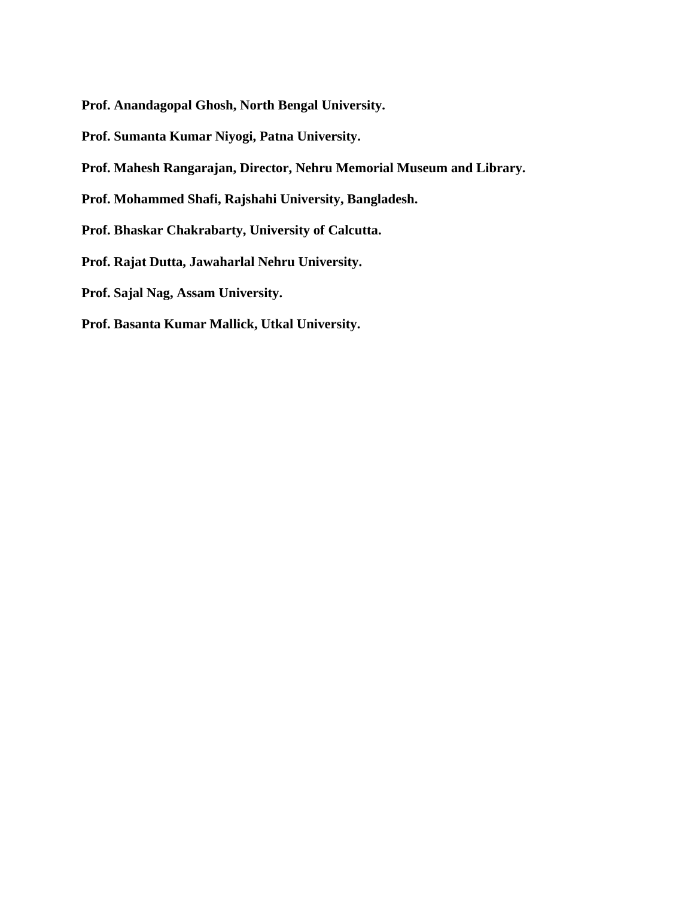**Prof. Anandagopal Ghosh, North Bengal University.**

**Prof. Sumanta Kumar Niyogi, Patna University.**

**Prof. Mahesh Rangarajan, Director, Nehru Memorial Museum and Library.**

**Prof. Mohammed Shafi, Rajshahi University, Bangladesh.**

**Prof. Bhaskar Chakrabarty, University of Calcutta.**

**Prof. Rajat Dutta, Jawaharlal Nehru University.**

**Prof. Sajal Nag, Assam University.**

**Prof. Basanta Kumar Mallick, Utkal University.**